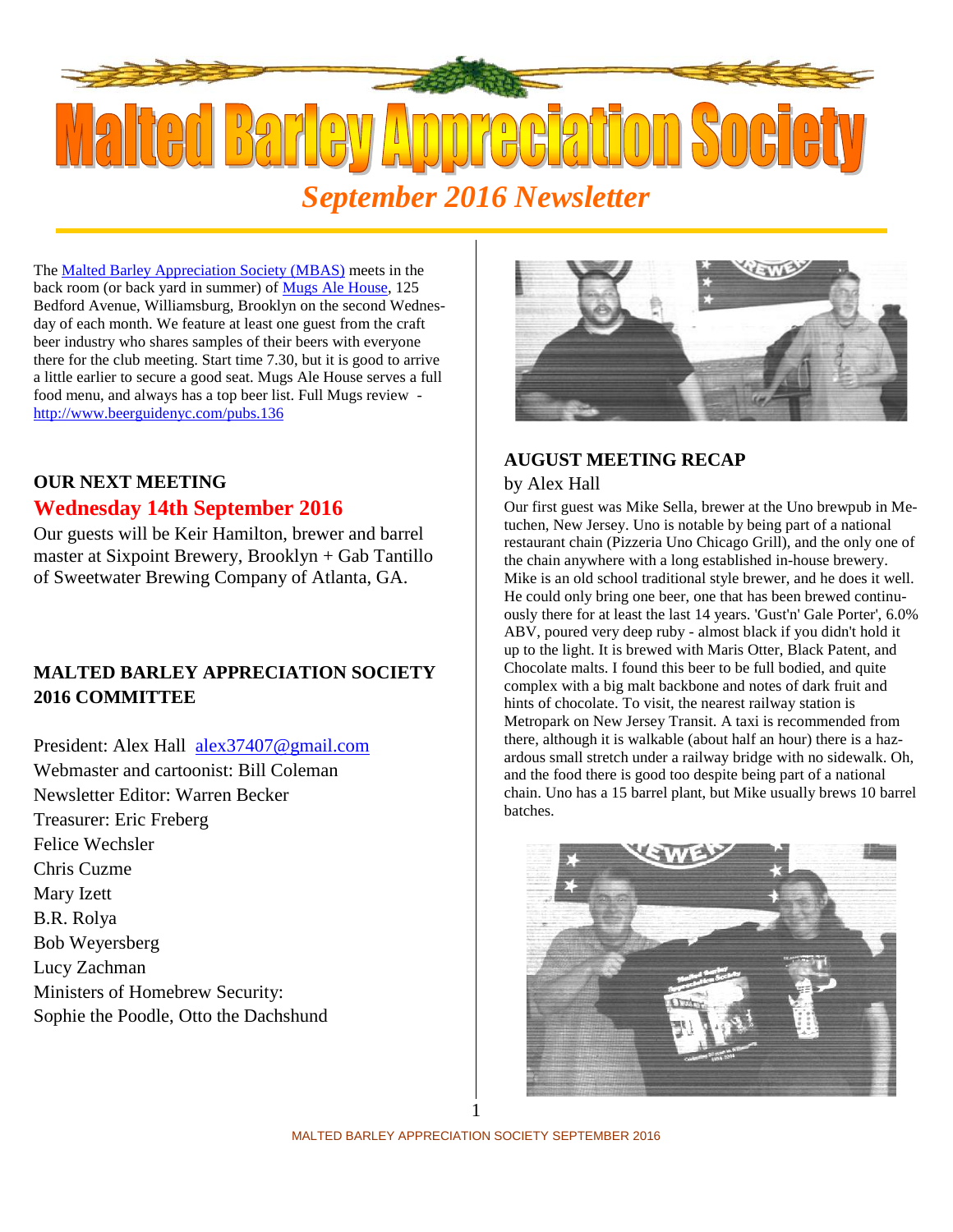# Malted Barley Appreciation Society

## *September 2016 Newsletter*

The Malted Barley Appreciation Society (MBAS) meets in the back room (or back yard in summer) of Mugs Ale House, 125 Bedford Avenue, Williamsburg, Brooklyn on the second Wednesday of each month. We feature at least one guest from the craft beer industry who shares samples of their beers with everyone there for the club meeting. Start time 7.30, but it is good to arrive a little earlier to secure a good seat. Mugs Ale House serves a full food menu, and always has a top beer list. Full Mugs review - http://www.beerguidenyc.com/pubs.136

### OUR NEXT MEETING

**Wednesday 14th September 2016**

Our guests will be Keir Hamilton, brewer and barrel master at Sixpoint Brewery, Brooklyn + Gab Tantillo of Sweetwater Brewing Company of Atlanta, GA.

### MALTED BARLEY APPRECIATION SOCIETY 2016 COMMITTEE

President: Alex Hall alex37407@gmail.com
Webmaster and cartoonist: Bill Coleman
Newsletter Editor: Warren Becker
Treasurer: Eric Freberg
Felice Wechsler
Chris Cuzme
Mary Izett
B.R. Rolya
Bob Weyersberg
Lucy Zachman
Ministers of Homebrew Security:
Sophie the Poodle, Otto the Dachshund

### AUGUST MEETING RECAP

by Alex Hall

Our first guest was Mike Sella, brewer at the Uno brewpub in Metuchen, New Jersey. Uno is notable by being part of a national restaurant chain (Pizzeria Uno Chicago Grill), and the only one of the chain anywhere with a long established in-house brewery. Mike is an old school traditional style brewer, and he does it well. He could only bring one beer, one that has been brewed continuously there for at least the last 14 years. 'Gust'n' Gale Porter', 6.0% ABV, poured very deep ruby - almost black if you didn't hold it up to the light. It is brewed with Maris Otter, Black Patent, and Chocolate malts. I found this beer to be full bodied, and quite complex with a big malt backbone and notes of dark fruit and hints of chocolate. To visit, the nearest railway station is Metropark on New Jersey Transit. A taxi is recommended from there, although it is walkable (about half an hour) there is a hazardous small stretch under a railway bridge with no sidewalk. Oh, and the food there is good too despite being part of a national chain. Uno has a 15 barrel plant, but Mike usually brews 10 barrel batches.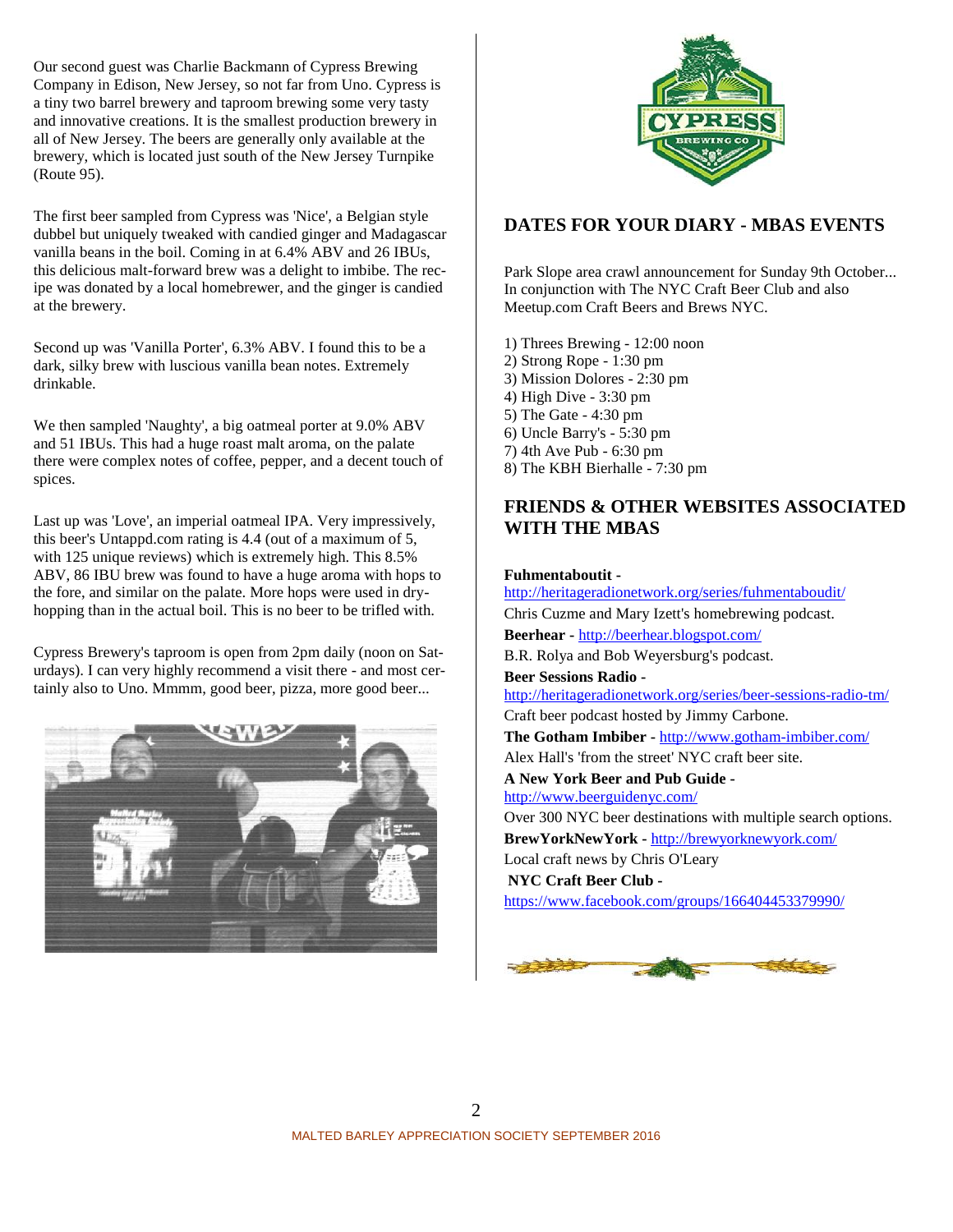Our second guest was Charlie Backmann of Cypress Brewing Company in Edison, New Jersey, so not far from Uno. Cypress is a tiny two barrel brewery and taproom brewing some very tasty and innovative creations. It is the smallest production brewery in all of New Jersey. The beers are generally only available at the brewery, which is located just south of the New Jersey Turnpike (Route 95).

The first beer sampled from Cypress was 'Nice', a Belgian style dubbel but uniquely tweaked with candied ginger and Madagascar vanilla beans in the boil. Coming in at 6.4% ABV and 26 IBUs, this delicious malt-forward brew was a delight to imbibe. The recipe was donated by a local homebrewer, and the ginger is candied at the brewery.

Second up was 'Vanilla Porter', 6.3% ABV. I found this to be a dark, silky brew with luscious vanilla bean notes. Extremely drinkable.

We then sampled 'Naughty', a big oatmeal porter at 9.0% ABV and 51 IBUs. This had a huge roast malt aroma, on the palate there were complex notes of coffee, pepper, and a decent touch of spices.

Last up was 'Love', an imperial oatmeal IPA. Very impressively, this beer's Untappd.com rating is 4.4 (out of a maximum of 5, with 125 unique reviews) which is extremely high. This 8.5% ABV, 86 IBU brew was found to have a huge aroma with hops to the fore, and similar on the palate. More hops were used in dry-hopping than in the actual boil. This is no beer to be trifled with.

Cypress Brewery's taproom is open from 2pm daily (noon on Saturdays). I can very highly recommend a visit there - and most certainly also to Uno. Mmmm, good beer, pizza, more good beer...

## DATES FOR YOUR DIARY - MBAS EVENTS

Park Slope area crawl announcement for Sunday 9th October... In conjunction with The NYC Craft Beer Club and also Meetup.com Craft Beers and Brews NYC.

1) Threes Brewing - 12:00 noon
2) Strong Rope - 1:30 pm
3) Mission Dolores - 2:30 pm
4) High Dive - 3:30 pm
5) The Gate - 4:30 pm
6) Uncle Barry's - 5:30 pm
7) 4th Ave Pub - 6:30 pm
8) The KBH Bierhalle - 7:30 pm

## FRIENDS & OTHER WEBSITES ASSOCIATED WITH THE MBAS

**Fuhmentaboutit -**
http://heritageradionetwork.org/series/fuhmentaboudit/
Chris Cuzme and Mary Izett's homebrewing podcast.

**Beerhear -** http://beerhear.blogspot.com/
B.R. Rolya and Bob Weyersburg's podcast.

**Beer Sessions Radio -**
http://heritageradionetwork.org/series/beer-sessions-radio-tm/
Craft beer podcast hosted by Jimmy Carbone.

**The Gotham Imbiber -** http://www.gotham-imbiber.com/
Alex Hall's 'from the street' NYC craft beer site.

**A New York Beer and Pub Guide -**
http://www.beerguidenyc.com/
Over 300 NYC beer destinations with multiple search options.

**BrewYorkNewYork -** http://brewyorknewyork.com/
Local craft news by Chris O'Leary

**NYC Craft Beer Club -**
https://www.facebook.com/groups/166404453379990/